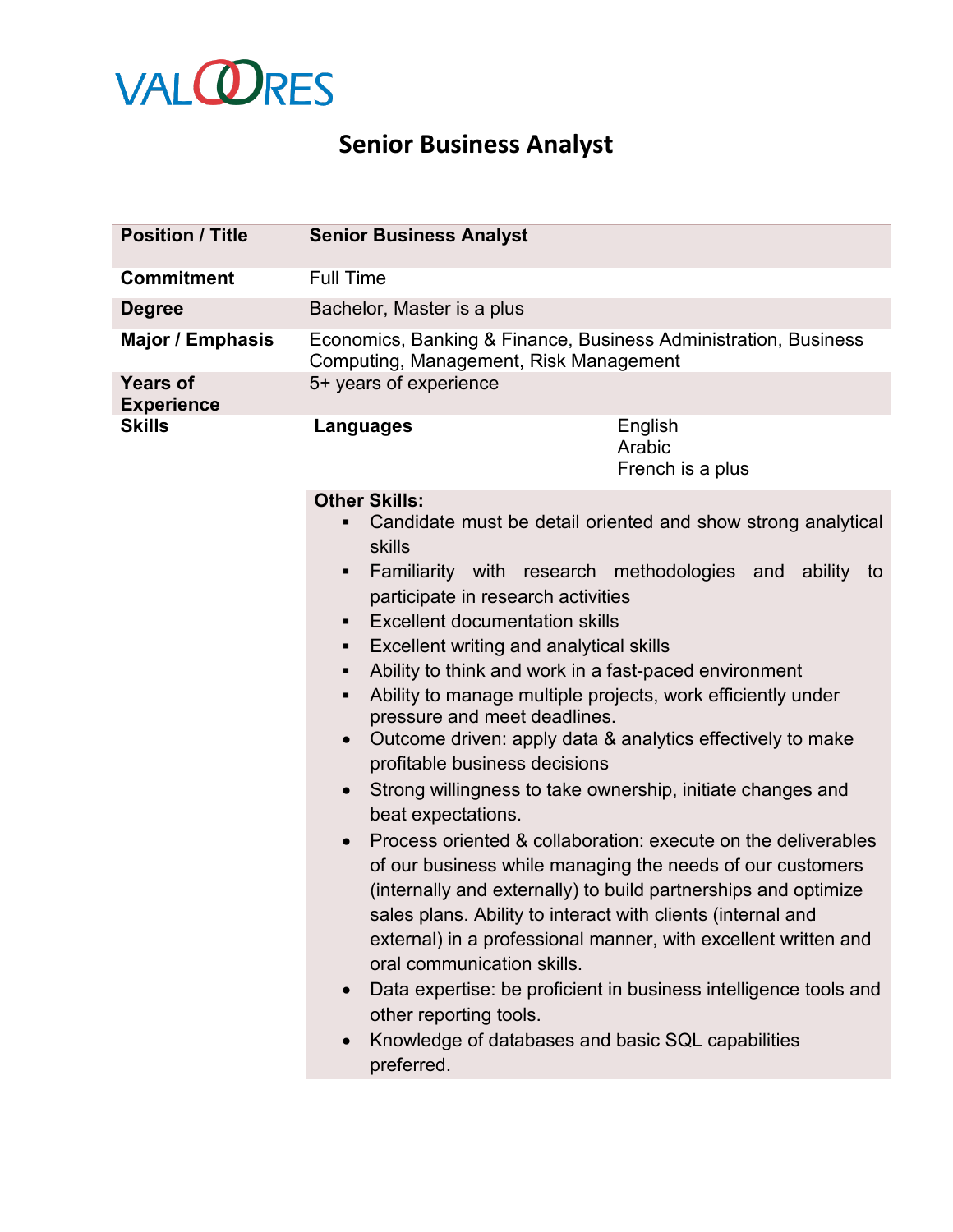VALOORES

# Senior Business Analyst

| **Position / Title** | **Senior Business Analyst** | |
|---|---|---|
| **Commitment** | Full Time | |
| **Degree** | Bachelor, Master is a plus | |
| **Major / Emphasis** | Economics, Banking & Finance, Business Administration, Business Computing, Management, Risk Management | |
| **Years of Experience** | 5+ years of experience | |
| **Skills** | **Languages** | English<br>Arabic<br>French is a plus |
| | **Other Skills:**<br>▪ Candidate must be detail oriented and show strong analytical skills<br>▪ Familiarity with research methodologies and ability to participate in research activities<br>▪ Excellent documentation skills<br>▪ Excellent writing and analytical skills<br>▪ Ability to think and work in a fast-paced environment<br>▪ Ability to manage multiple projects, work efficiently under pressure and meet deadlines.<br>• Outcome driven: apply data & analytics effectively to make profitable business decisions<br>• Strong willingness to take ownership, initiate changes and beat expectations.<br>• Process oriented & collaboration: execute on the deliverables of our business while managing the needs of our customers (internally and externally) to build partnerships and optimize sales plans. Ability to interact with clients (internal and external) in a professional manner, with excellent written and oral communication skills.<br>• Data expertise: be proficient in business intelligence tools and other reporting tools.<br>• Knowledge of databases and basic SQL capabilities preferred. | |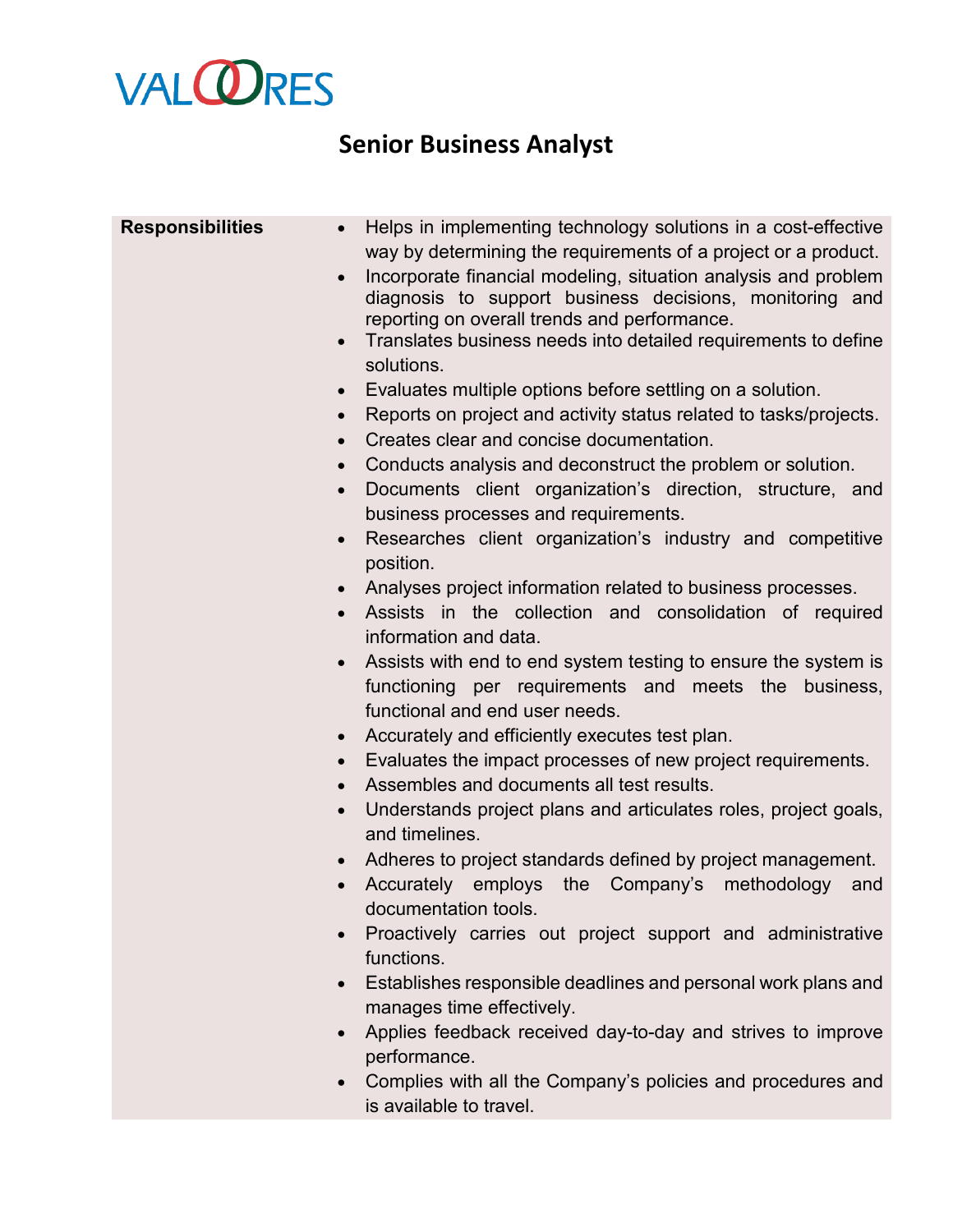VALOORES

# Senior Business Analyst

| Responsibilities | • Helps in implementing technology solutions in a cost-effective way by determining the requirements of a project or a product.<br>• Incorporate financial modeling, situation analysis and problem diagnosis to support business decisions, monitoring and reporting on overall trends and performance.<br>• Translates business needs into detailed requirements to define solutions.<br>• Evaluates multiple options before settling on a solution.<br>• Reports on project and activity status related to tasks/projects.<br>• Creates clear and concise documentation.<br>• Conducts analysis and deconstruct the problem or solution.<br>• Documents client organization's direction, structure, and business processes and requirements.<br>• Researches client organization's industry and competitive position.<br>• Analyses project information related to business processes.<br>• Assists in the collection and consolidation of required information and data.<br>• Assists with end to end system testing to ensure the system is functioning per requirements and meets the business, functional and end user needs.<br>• Accurately and efficiently executes test plan.<br>• Evaluates the impact processes of new project requirements.<br>• Assembles and documents all test results.<br>• Understands project plans and articulates roles, project goals, and timelines.<br>• Adheres to project standards defined by project management.<br>• Accurately employs the Company's methodology and documentation tools.<br>• Proactively carries out project support and administrative functions.<br>• Establishes responsible deadlines and personal work plans and manages time effectively.<br>• Applies feedback received day-to-day and strives to improve performance.<br>• Complies with all the Company's policies and procedures and is available to travel. |
|---|---|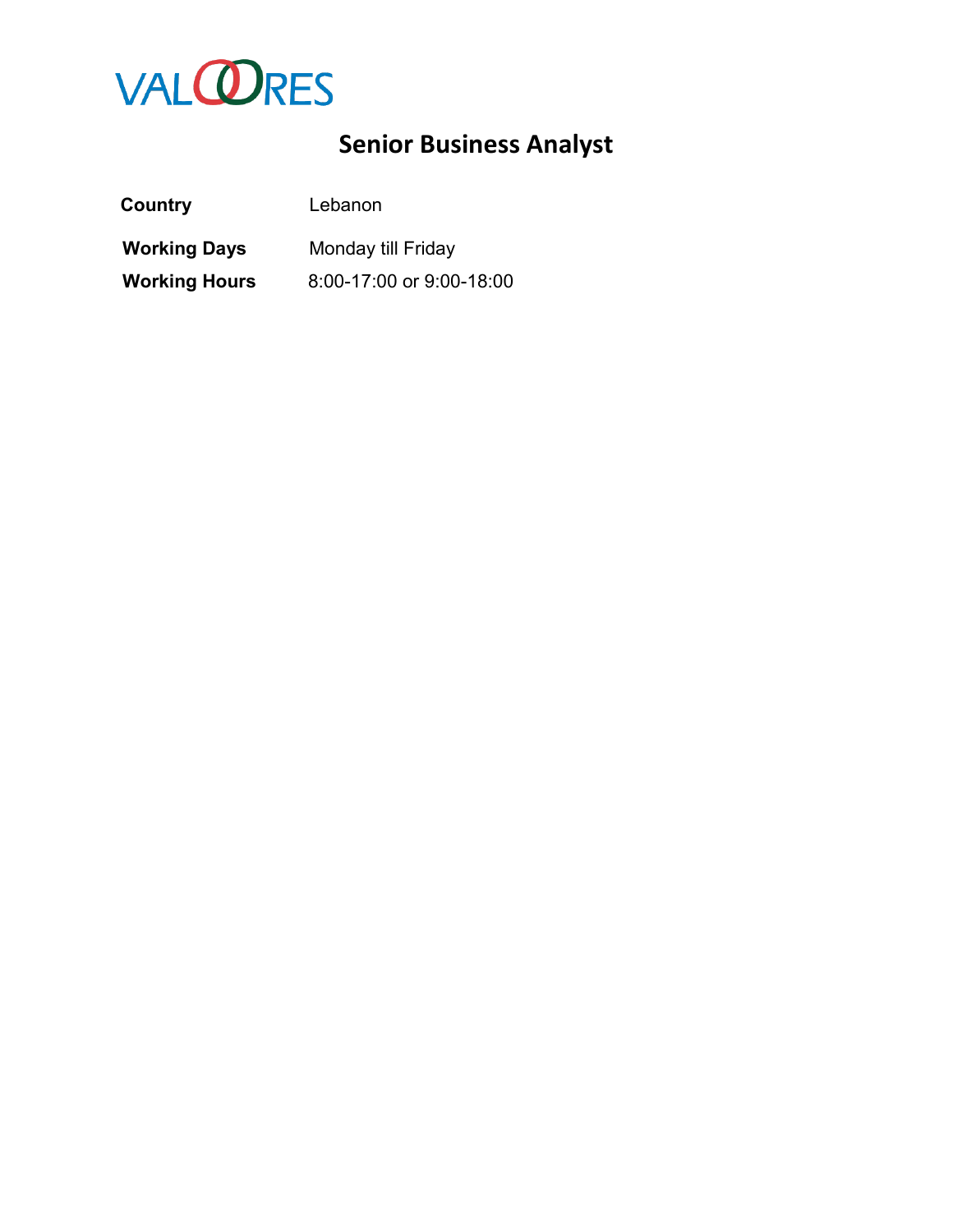VALOORES

# Senior Business Analyst

| | |
|---|---|
| **Country** | Lebanon |
| **Working Days** | Monday till Friday |
| **Working Hours** | 8:00-17:00 or 9:00-18:00 |